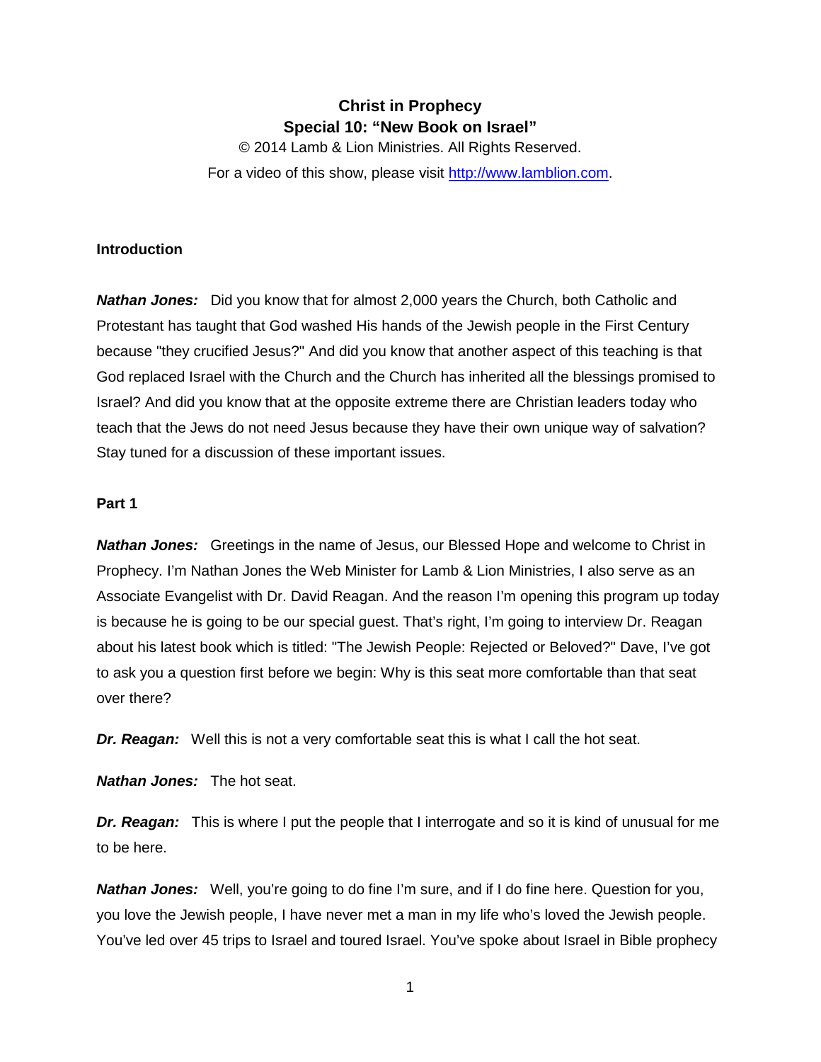# Christ in Prophecy
## Special 10: "New Book on Israel"

© 2014 Lamb & Lion Ministries. All Rights Reserved.

For a video of this show, please visit [http://www.lamblion.com](http://www.lamblion.com).

### Introduction

***Nathan Jones:*** Did you know that for almost 2,000 years the Church, both Catholic and Protestant has taught that God washed His hands of the Jewish people in the First Century because "they crucified Jesus?" And did you know that another aspect of this teaching is that God replaced Israel with the Church and the Church has inherited all the blessings promised to Israel? And did you know that at the opposite extreme there are Christian leaders today who teach that the Jews do not need Jesus because they have their own unique way of salvation? Stay tuned for a discussion of these important issues.

### Part 1

***Nathan Jones:*** Greetings in the name of Jesus, our Blessed Hope and welcome to Christ in Prophecy. I'm Nathan Jones the Web Minister for Lamb & Lion Ministries, I also serve as an Associate Evangelist with Dr. David Reagan. And the reason I'm opening this program up today is because he is going to be our special guest. That's right, I'm going to interview Dr. Reagan about his latest book which is titled: "The Jewish People: Rejected or Beloved?" Dave, I've got to ask you a question first before we begin: Why is this seat more comfortable than that seat over there?

***Dr. Reagan:*** Well this is not a very comfortable seat this is what I call the hot seat.

***Nathan Jones:*** The hot seat.

***Dr. Reagan:*** This is where I put the people that I interrogate and so it is kind of unusual for me to be here.

***Nathan Jones:*** Well, you're going to do fine I'm sure, and if I do fine here. Question for you, you love the Jewish people, I have never met a man in my life who's loved the Jewish people. You've led over 45 trips to Israel and toured Israel. You've spoke about Israel in Bible prophecy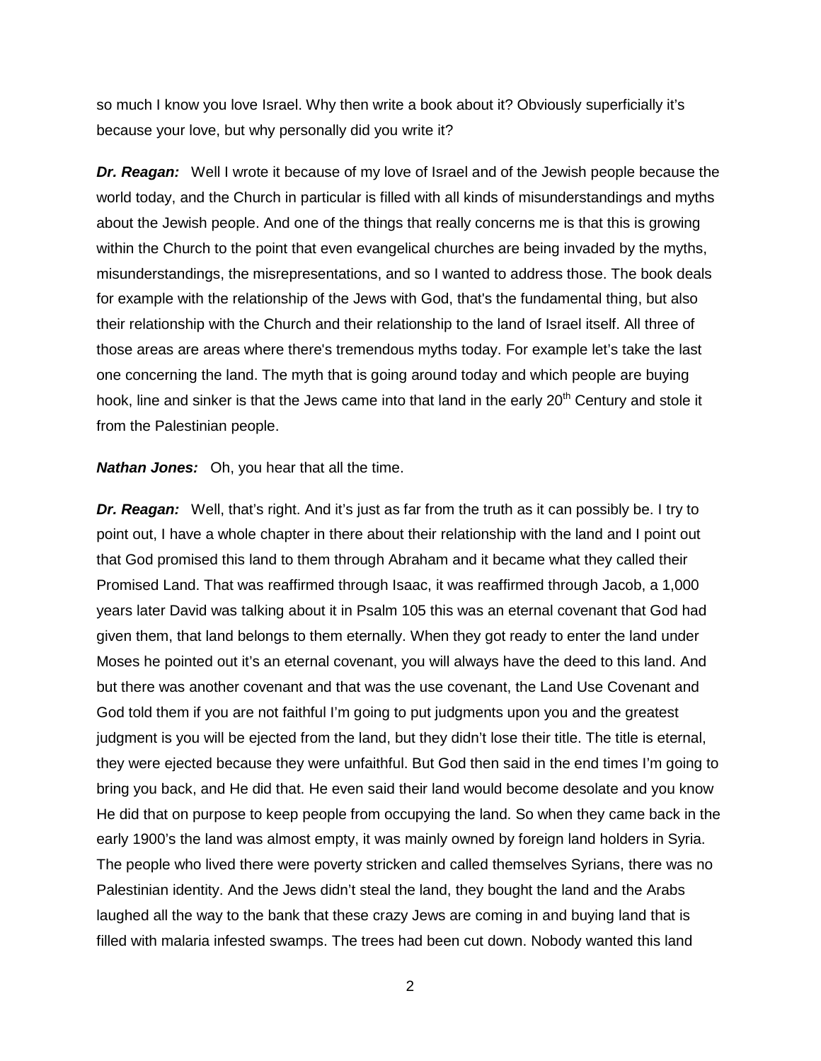so much I know you love Israel. Why then write a book about it? Obviously superficially it's because your love, but why personally did you write it?

***Dr. Reagan:*** Well I wrote it because of my love of Israel and of the Jewish people because the world today, and the Church in particular is filled with all kinds of misunderstandings and myths about the Jewish people. And one of the things that really concerns me is that this is growing within the Church to the point that even evangelical churches are being invaded by the myths, misunderstandings, the misrepresentations, and so I wanted to address those. The book deals for example with the relationship of the Jews with God, that's the fundamental thing, but also their relationship with the Church and their relationship to the land of Israel itself. All three of those areas are areas where there's tremendous myths today. For example let's take the last one concerning the land. The myth that is going around today and which people are buying hook, line and sinker is that the Jews came into that land in the early 20th Century and stole it from the Palestinian people.

***Nathan Jones:*** Oh, you hear that all the time.

***Dr. Reagan:*** Well, that's right. And it's just as far from the truth as it can possibly be. I try to point out, I have a whole chapter in there about their relationship with the land and I point out that God promised this land to them through Abraham and it became what they called their Promised Land. That was reaffirmed through Isaac, it was reaffirmed through Jacob, a 1,000 years later David was talking about it in Psalm 105 this was an eternal covenant that God had given them, that land belongs to them eternally. When they got ready to enter the land under Moses he pointed out it's an eternal covenant, you will always have the deed to this land. And but there was another covenant and that was the use covenant, the Land Use Covenant and God told them if you are not faithful I'm going to put judgments upon you and the greatest judgment is you will be ejected from the land, but they didn't lose their title. The title is eternal, they were ejected because they were unfaithful. But God then said in the end times I'm going to bring you back, and He did that. He even said their land would become desolate and you know He did that on purpose to keep people from occupying the land. So when they came back in the early 1900's the land was almost empty, it was mainly owned by foreign land holders in Syria. The people who lived there were poverty stricken and called themselves Syrians, there was no Palestinian identity. And the Jews didn't steal the land, they bought the land and the Arabs laughed all the way to the bank that these crazy Jews are coming in and buying land that is filled with malaria infested swamps. The trees had been cut down. Nobody wanted this land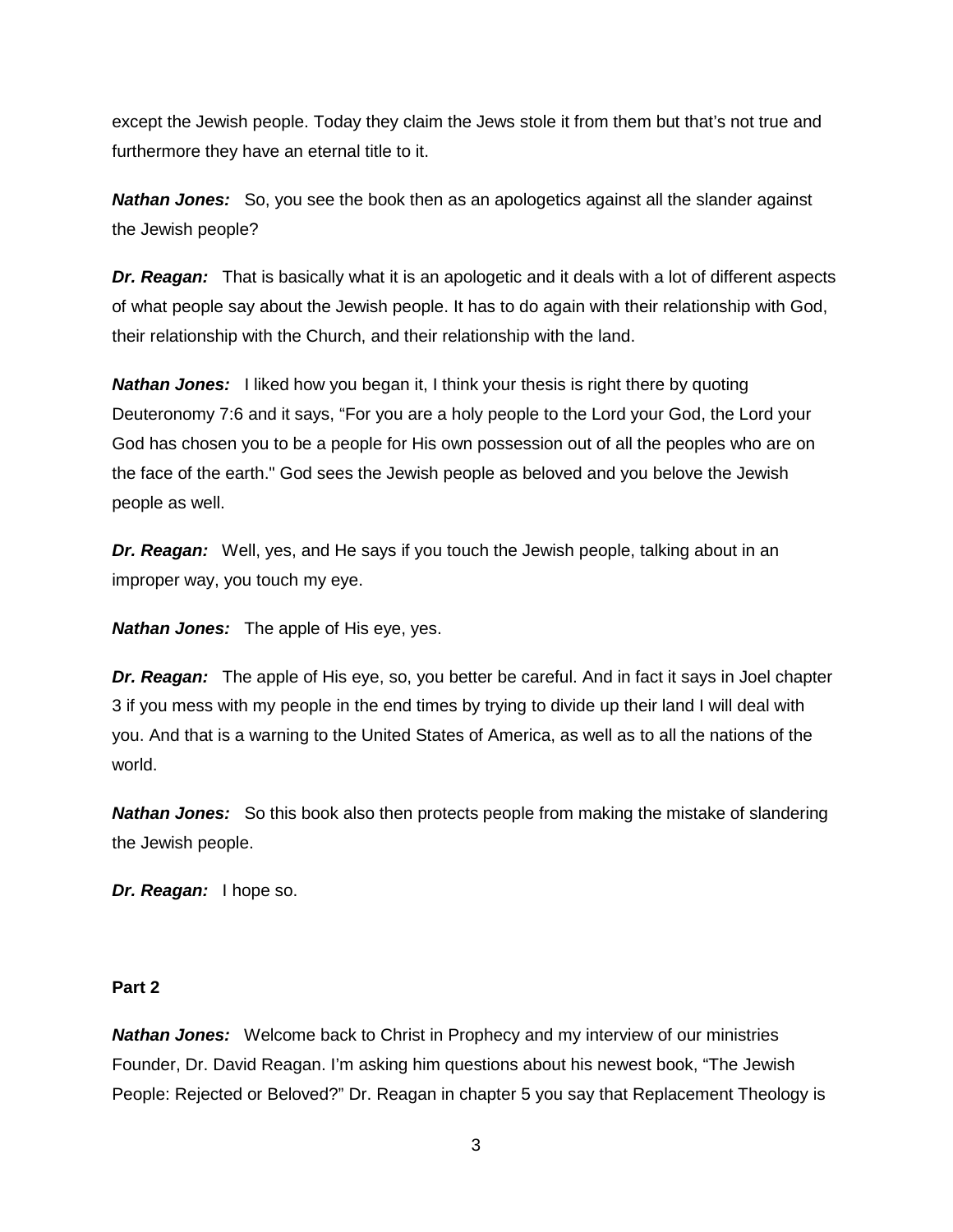except the Jewish people. Today they claim the Jews stole it from them but that's not true and furthermore they have an eternal title to it.

***Nathan Jones:*** So, you see the book then as an apologetics against all the slander against the Jewish people?

***Dr. Reagan:*** That is basically what it is an apologetic and it deals with a lot of different aspects of what people say about the Jewish people. It has to do again with their relationship with God, their relationship with the Church, and their relationship with the land.

***Nathan Jones:*** I liked how you began it, I think your thesis is right there by quoting Deuteronomy 7:6 and it says, "For you are a holy people to the Lord your God, the Lord your God has chosen you to be a people for His own possession out of all the peoples who are on the face of the earth." God sees the Jewish people as beloved and you belove the Jewish people as well.

***Dr. Reagan:*** Well, yes, and He says if you touch the Jewish people, talking about in an improper way, you touch my eye.

***Nathan Jones:*** The apple of His eye, yes.

***Dr. Reagan:*** The apple of His eye, so, you better be careful. And in fact it says in Joel chapter 3 if you mess with my people in the end times by trying to divide up their land I will deal with you. And that is a warning to the United States of America, as well as to all the nations of the world.

***Nathan Jones:*** So this book also then protects people from making the mistake of slandering the Jewish people.

***Dr. Reagan:*** I hope so.

**Part 2**

***Nathan Jones:*** Welcome back to Christ in Prophecy and my interview of our ministries Founder, Dr. David Reagan. I'm asking him questions about his newest book, "The Jewish People: Rejected or Beloved?" Dr. Reagan in chapter 5 you say that Replacement Theology is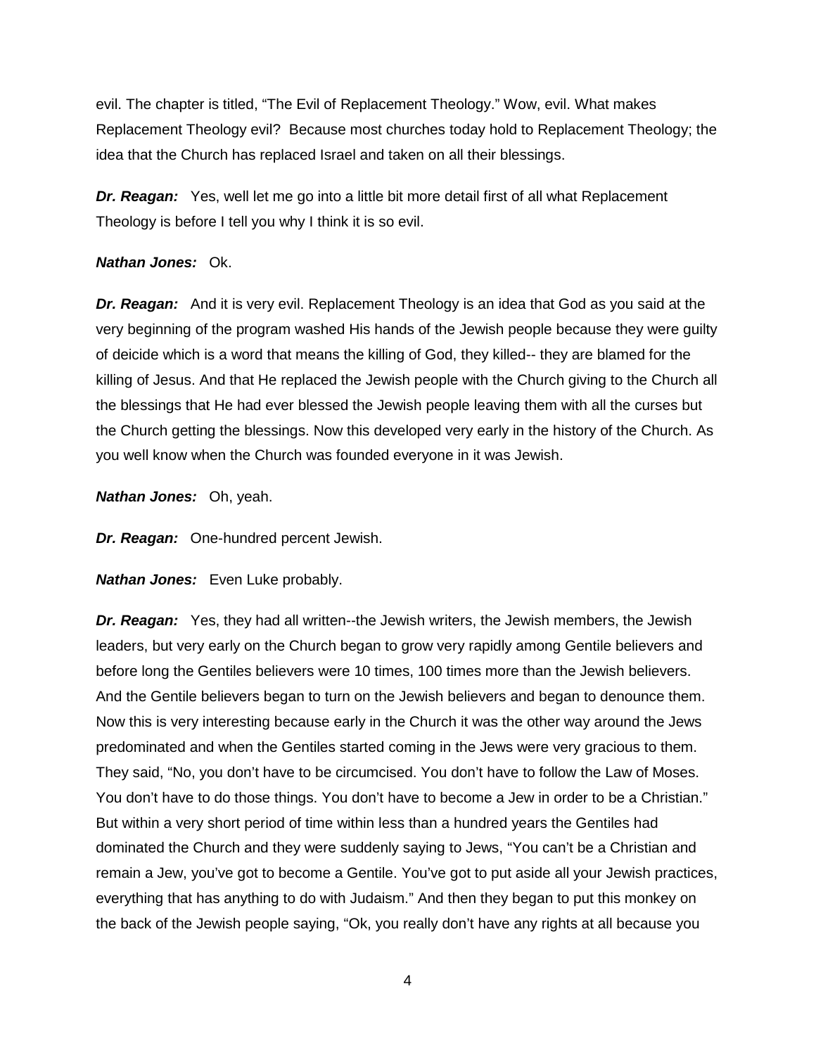evil. The chapter is titled, “The Evil of Replacement Theology.” Wow, evil. What makes Replacement Theology evil? Because most churches today hold to Replacement Theology; the idea that the Church has replaced Israel and taken on all their blessings.

***Dr. Reagan:*** Yes, well let me go into a little bit more detail first of all what Replacement Theology is before I tell you why I think it is so evil.

***Nathan Jones:*** Ok.

***Dr. Reagan:*** And it is very evil. Replacement Theology is an idea that God as you said at the very beginning of the program washed His hands of the Jewish people because they were guilty of deicide which is a word that means the killing of God, they killed-- they are blamed for the killing of Jesus. And that He replaced the Jewish people with the Church giving to the Church all the blessings that He had ever blessed the Jewish people leaving them with all the curses but the Church getting the blessings. Now this developed very early in the history of the Church. As you well know when the Church was founded everyone in it was Jewish.

***Nathan Jones:*** Oh, yeah.

***Dr. Reagan:*** One-hundred percent Jewish.

***Nathan Jones:*** Even Luke probably.

***Dr. Reagan:*** Yes, they had all written--the Jewish writers, the Jewish members, the Jewish leaders, but very early on the Church began to grow very rapidly among Gentile believers and before long the Gentiles believers were 10 times, 100 times more than the Jewish believers. And the Gentile believers began to turn on the Jewish believers and began to denounce them. Now this is very interesting because early in the Church it was the other way around the Jews predominated and when the Gentiles started coming in the Jews were very gracious to them. They said, “No, you don’t have to be circumcised. You don’t have to follow the Law of Moses. You don’t have to do those things. You don’t have to become a Jew in order to be a Christian.” But within a very short period of time within less than a hundred years the Gentiles had dominated the Church and they were suddenly saying to Jews, “You can’t be a Christian and remain a Jew, you’ve got to become a Gentile. You’ve got to put aside all your Jewish practices, everything that has anything to do with Judaism.” And then they began to put this monkey on the back of the Jewish people saying, “Ok, you really don’t have any rights at all because you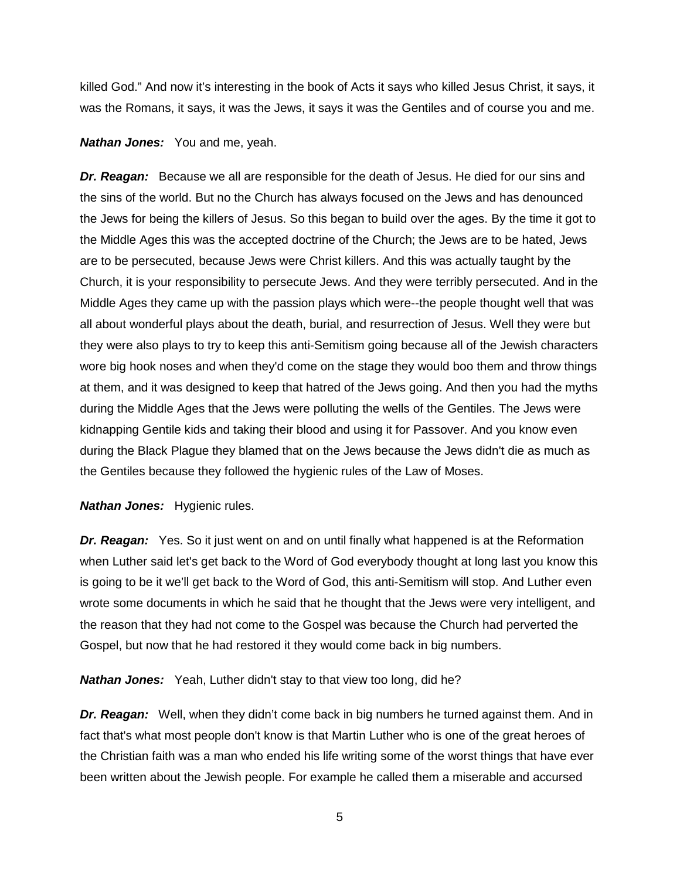killed God." And now it's interesting in the book of Acts it says who killed Jesus Christ, it says, it was the Romans, it says, it was the Jews, it says it was the Gentiles and of course you and me.

***Nathan Jones:*** You and me, yeah.

***Dr. Reagan:*** Because we all are responsible for the death of Jesus. He died for our sins and the sins of the world. But no the Church has always focused on the Jews and has denounced the Jews for being the killers of Jesus. So this began to build over the ages. By the time it got to the Middle Ages this was the accepted doctrine of the Church; the Jews are to be hated, Jews are to be persecuted, because Jews were Christ killers. And this was actually taught by the Church, it is your responsibility to persecute Jews. And they were terribly persecuted. And in the Middle Ages they came up with the passion plays which were--the people thought well that was all about wonderful plays about the death, burial, and resurrection of Jesus. Well they were but they were also plays to try to keep this anti-Semitism going because all of the Jewish characters wore big hook noses and when they'd come on the stage they would boo them and throw things at them, and it was designed to keep that hatred of the Jews going. And then you had the myths during the Middle Ages that the Jews were polluting the wells of the Gentiles. The Jews were kidnapping Gentile kids and taking their blood and using it for Passover. And you know even during the Black Plague they blamed that on the Jews because the Jews didn't die as much as the Gentiles because they followed the hygienic rules of the Law of Moses.

***Nathan Jones:*** Hygienic rules.

***Dr. Reagan:*** Yes. So it just went on and on until finally what happened is at the Reformation when Luther said let's get back to the Word of God everybody thought at long last you know this is going to be it we'll get back to the Word of God, this anti-Semitism will stop. And Luther even wrote some documents in which he said that he thought that the Jews were very intelligent, and the reason that they had not come to the Gospel was because the Church had perverted the Gospel, but now that he had restored it they would come back in big numbers.

***Nathan Jones:*** Yeah, Luther didn't stay to that view too long, did he?

***Dr. Reagan:*** Well, when they didn't come back in big numbers he turned against them. And in fact that's what most people don't know is that Martin Luther who is one of the great heroes of the Christian faith was a man who ended his life writing some of the worst things that have ever been written about the Jewish people. For example he called them a miserable and accursed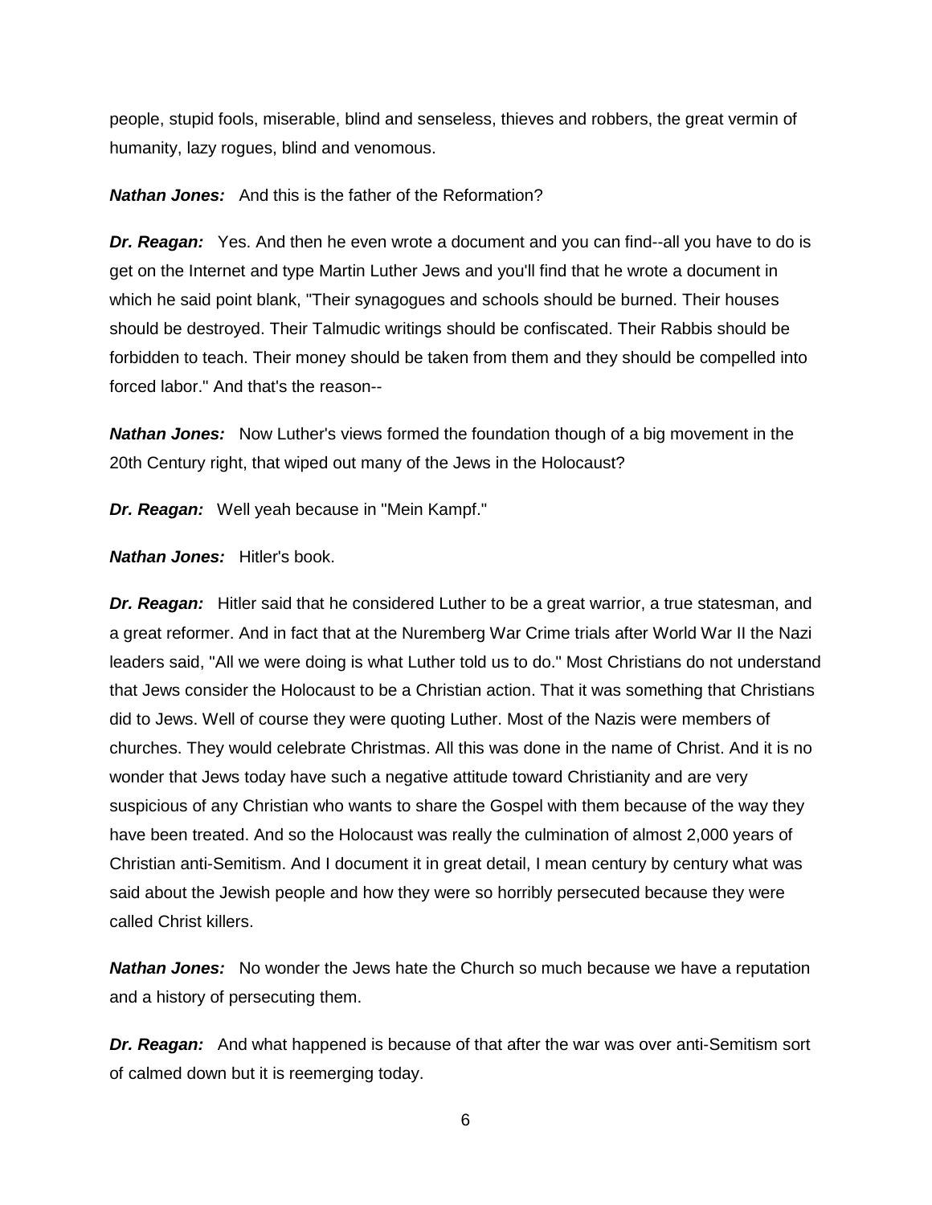people, stupid fools, miserable, blind and senseless, thieves and robbers, the great vermin of humanity, lazy rogues, blind and venomous.

***Nathan Jones:*** And this is the father of the Reformation?

***Dr. Reagan:*** Yes. And then he even wrote a document and you can find--all you have to do is get on the Internet and type Martin Luther Jews and you'll find that he wrote a document in which he said point blank, "Their synagogues and schools should be burned. Their houses should be destroyed. Their Talmudic writings should be confiscated. Their Rabbis should be forbidden to teach. Their money should be taken from them and they should be compelled into forced labor." And that's the reason--

***Nathan Jones:*** Now Luther's views formed the foundation though of a big movement in the 20th Century right, that wiped out many of the Jews in the Holocaust?

***Dr. Reagan:*** Well yeah because in "Mein Kampf."

***Nathan Jones:*** Hitler's book.

***Dr. Reagan:*** Hitler said that he considered Luther to be a great warrior, a true statesman, and a great reformer. And in fact that at the Nuremberg War Crime trials after World War II the Nazi leaders said, "All we were doing is what Luther told us to do." Most Christians do not understand that Jews consider the Holocaust to be a Christian action. That it was something that Christians did to Jews. Well of course they were quoting Luther. Most of the Nazis were members of churches. They would celebrate Christmas. All this was done in the name of Christ. And it is no wonder that Jews today have such a negative attitude toward Christianity and are very suspicious of any Christian who wants to share the Gospel with them because of the way they have been treated. And so the Holocaust was really the culmination of almost 2,000 years of Christian anti-Semitism. And I document it in great detail, I mean century by century what was said about the Jewish people and how they were so horribly persecuted because they were called Christ killers.

***Nathan Jones:*** No wonder the Jews hate the Church so much because we have a reputation and a history of persecuting them.

***Dr. Reagan:*** And what happened is because of that after the war was over anti-Semitism sort of calmed down but it is reemerging today.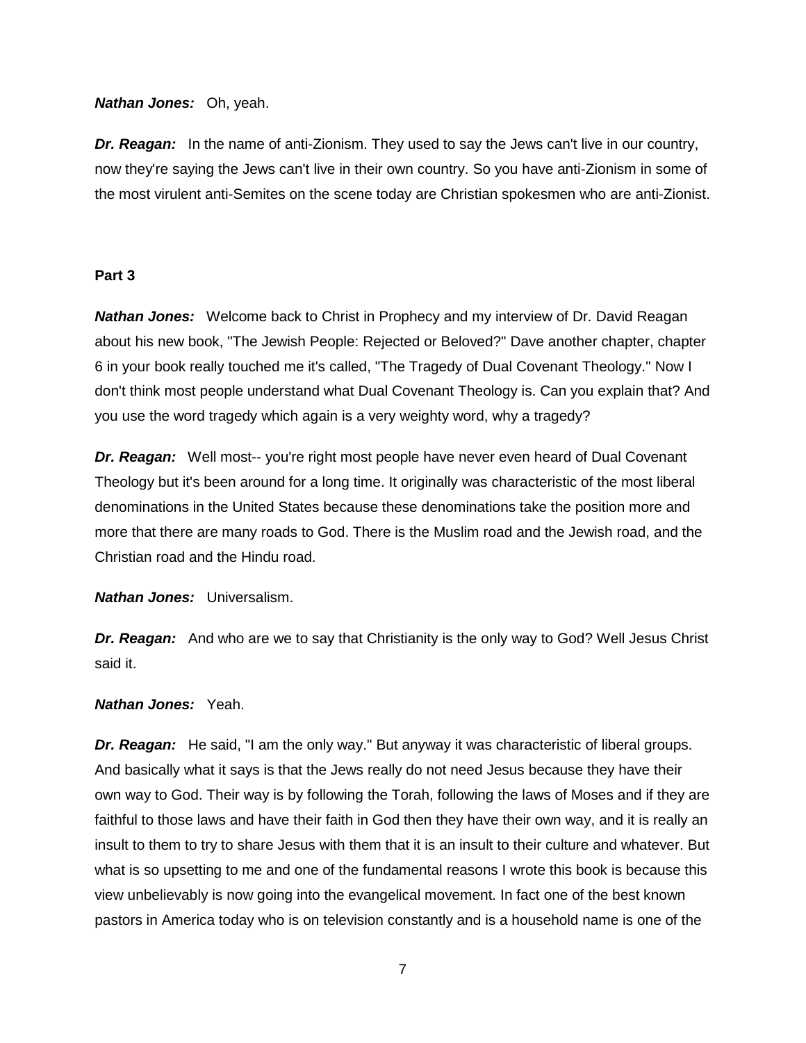***Nathan Jones:*** Oh, yeah.

***Dr. Reagan:*** In the name of anti-Zionism. They used to say the Jews can't live in our country, now they're saying the Jews can't live in their own country. So you have anti-Zionism in some of the most virulent anti-Semites on the scene today are Christian spokesmen who are anti-Zionist.

**Part 3**

***Nathan Jones:*** Welcome back to Christ in Prophecy and my interview of Dr. David Reagan about his new book, "The Jewish People: Rejected or Beloved?" Dave another chapter, chapter 6 in your book really touched me it's called, "The Tragedy of Dual Covenant Theology." Now I don't think most people understand what Dual Covenant Theology is. Can you explain that? And you use the word tragedy which again is a very weighty word, why a tragedy?

***Dr. Reagan:*** Well most-- you're right most people have never even heard of Dual Covenant Theology but it's been around for a long time. It originally was characteristic of the most liberal denominations in the United States because these denominations take the position more and more that there are many roads to God. There is the Muslim road and the Jewish road, and the Christian road and the Hindu road.

***Nathan Jones:*** Universalism.

***Dr. Reagan:*** And who are we to say that Christianity is the only way to God? Well Jesus Christ said it.

***Nathan Jones:*** Yeah.

***Dr. Reagan:*** He said, "I am the only way." But anyway it was characteristic of liberal groups. And basically what it says is that the Jews really do not need Jesus because they have their own way to God. Their way is by following the Torah, following the laws of Moses and if they are faithful to those laws and have their faith in God then they have their own way, and it is really an insult to them to try to share Jesus with them that it is an insult to their culture and whatever. But what is so upsetting to me and one of the fundamental reasons I wrote this book is because this view unbelievably is now going into the evangelical movement. In fact one of the best known pastors in America today who is on television constantly and is a household name is one of the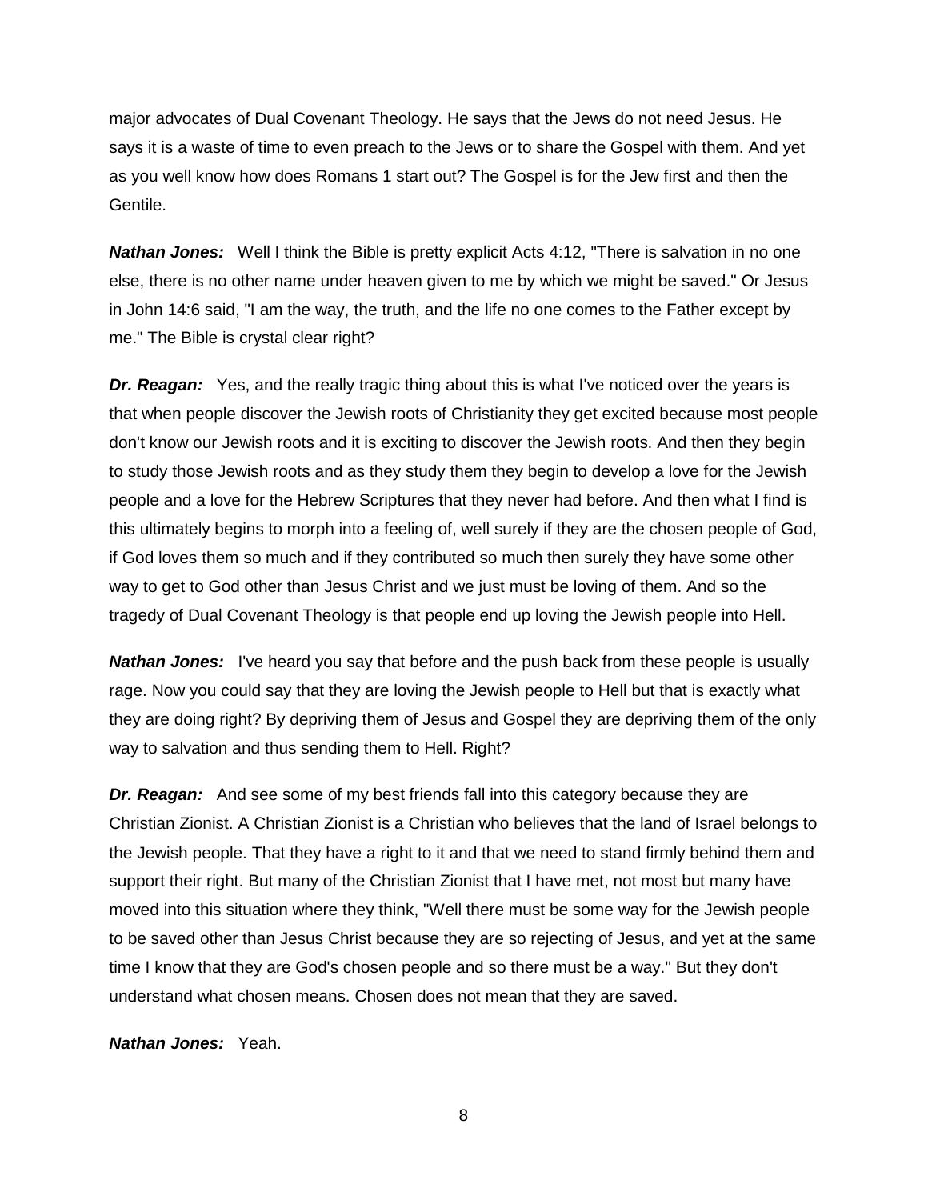major advocates of Dual Covenant Theology. He says that the Jews do not need Jesus. He says it is a waste of time to even preach to the Jews or to share the Gospel with them. And yet as you well know how does Romans 1 start out? The Gospel is for the Jew first and then the Gentile.

***Nathan Jones:*** Well I think the Bible is pretty explicit Acts 4:12, "There is salvation in no one else, there is no other name under heaven given to me by which we might be saved." Or Jesus in John 14:6 said, "I am the way, the truth, and the life no one comes to the Father except by me." The Bible is crystal clear right?

***Dr. Reagan:*** Yes, and the really tragic thing about this is what I've noticed over the years is that when people discover the Jewish roots of Christianity they get excited because most people don't know our Jewish roots and it is exciting to discover the Jewish roots. And then they begin to study those Jewish roots and as they study them they begin to develop a love for the Jewish people and a love for the Hebrew Scriptures that they never had before. And then what I find is this ultimately begins to morph into a feeling of, well surely if they are the chosen people of God, if God loves them so much and if they contributed so much then surely they have some other way to get to God other than Jesus Christ and we just must be loving of them. And so the tragedy of Dual Covenant Theology is that people end up loving the Jewish people into Hell.

***Nathan Jones:*** I've heard you say that before and the push back from these people is usually rage. Now you could say that they are loving the Jewish people to Hell but that is exactly what they are doing right? By depriving them of Jesus and Gospel they are depriving them of the only way to salvation and thus sending them to Hell. Right?

***Dr. Reagan:*** And see some of my best friends fall into this category because they are Christian Zionist. A Christian Zionist is a Christian who believes that the land of Israel belongs to the Jewish people. That they have a right to it and that we need to stand firmly behind them and support their right. But many of the Christian Zionist that I have met, not most but many have moved into this situation where they think, "Well there must be some way for the Jewish people to be saved other than Jesus Christ because they are so rejecting of Jesus, and yet at the same time I know that they are God's chosen people and so there must be a way." But they don't understand what chosen means. Chosen does not mean that they are saved.

***Nathan Jones:*** Yeah.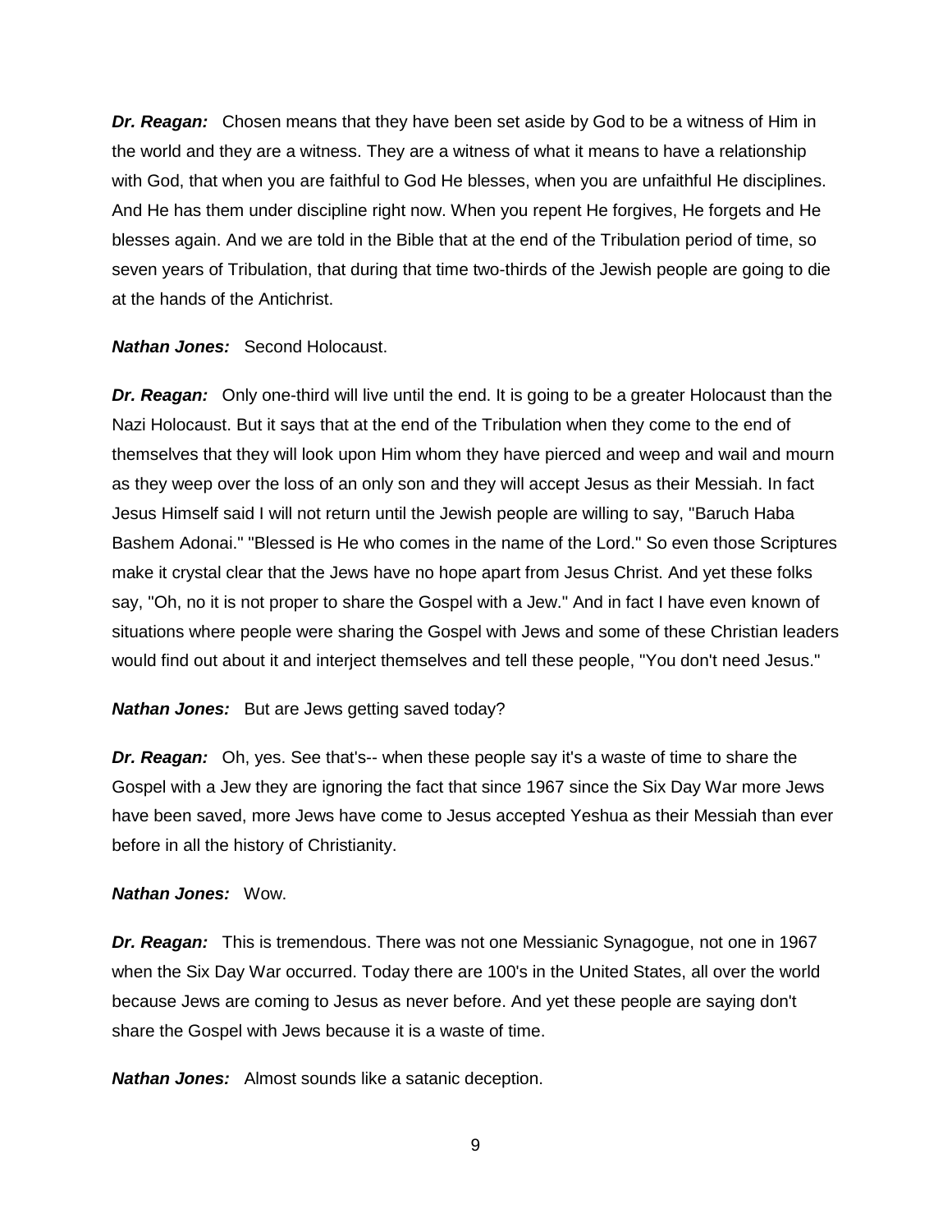***Dr. Reagan:*** Chosen means that they have been set aside by God to be a witness of Him in the world and they are a witness. They are a witness of what it means to have a relationship with God, that when you are faithful to God He blesses, when you are unfaithful He disciplines. And He has them under discipline right now. When you repent He forgives, He forgets and He blesses again. And we are told in the Bible that at the end of the Tribulation period of time, so seven years of Tribulation, that during that time two-thirds of the Jewish people are going to die at the hands of the Antichrist.

***Nathan Jones:*** Second Holocaust.

***Dr. Reagan:*** Only one-third will live until the end. It is going to be a greater Holocaust than the Nazi Holocaust. But it says that at the end of the Tribulation when they come to the end of themselves that they will look upon Him whom they have pierced and weep and wail and mourn as they weep over the loss of an only son and they will accept Jesus as their Messiah. In fact Jesus Himself said I will not return until the Jewish people are willing to say, "Baruch Haba Bashem Adonai." "Blessed is He who comes in the name of the Lord." So even those Scriptures make it crystal clear that the Jews have no hope apart from Jesus Christ. And yet these folks say, "Oh, no it is not proper to share the Gospel with a Jew." And in fact I have even known of situations where people were sharing the Gospel with Jews and some of these Christian leaders would find out about it and interject themselves and tell these people, "You don't need Jesus."

***Nathan Jones:*** But are Jews getting saved today?

***Dr. Reagan:*** Oh, yes. See that's-- when these people say it's a waste of time to share the Gospel with a Jew they are ignoring the fact that since 1967 since the Six Day War more Jews have been saved, more Jews have come to Jesus accepted Yeshua as their Messiah than ever before in all the history of Christianity.

***Nathan Jones:*** Wow.

***Dr. Reagan:*** This is tremendous. There was not one Messianic Synagogue, not one in 1967 when the Six Day War occurred. Today there are 100's in the United States, all over the world because Jews are coming to Jesus as never before. And yet these people are saying don't share the Gospel with Jews because it is a waste of time.

***Nathan Jones:*** Almost sounds like a satanic deception.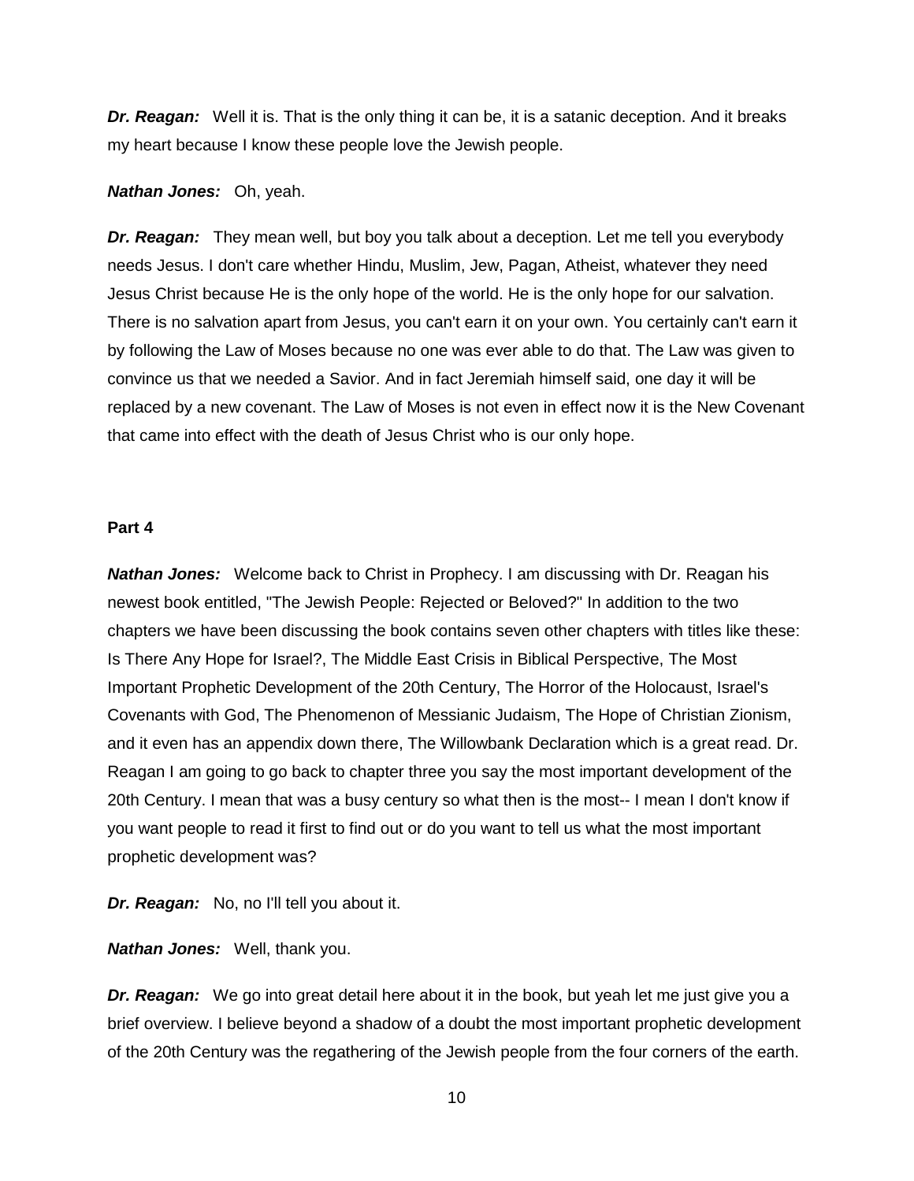***Dr. Reagan:*** Well it is. That is the only thing it can be, it is a satanic deception. And it breaks my heart because I know these people love the Jewish people.

***Nathan Jones:*** Oh, yeah.

***Dr. Reagan:*** They mean well, but boy you talk about a deception. Let me tell you everybody needs Jesus. I don't care whether Hindu, Muslim, Jew, Pagan, Atheist, whatever they need Jesus Christ because He is the only hope of the world. He is the only hope for our salvation. There is no salvation apart from Jesus, you can't earn it on your own. You certainly can't earn it by following the Law of Moses because no one was ever able to do that. The Law was given to convince us that we needed a Savior. And in fact Jeremiah himself said, one day it will be replaced by a new covenant. The Law of Moses is not even in effect now it is the New Covenant that came into effect with the death of Jesus Christ who is our only hope.

**Part 4**

***Nathan Jones:*** Welcome back to Christ in Prophecy. I am discussing with Dr. Reagan his newest book entitled, "The Jewish People: Rejected or Beloved?" In addition to the two chapters we have been discussing the book contains seven other chapters with titles like these: Is There Any Hope for Israel?, The Middle East Crisis in Biblical Perspective, The Most Important Prophetic Development of the 20th Century, The Horror of the Holocaust, Israel's Covenants with God, The Phenomenon of Messianic Judaism, The Hope of Christian Zionism, and it even has an appendix down there, The Willowbank Declaration which is a great read. Dr. Reagan I am going to go back to chapter three you say the most important development of the 20th Century. I mean that was a busy century so what then is the most-- I mean I don't know if you want people to read it first to find out or do you want to tell us what the most important prophetic development was?

***Dr. Reagan:*** No, no I'll tell you about it.

***Nathan Jones:*** Well, thank you.

***Dr. Reagan:*** We go into great detail here about it in the book, but yeah let me just give you a brief overview. I believe beyond a shadow of a doubt the most important prophetic development of the 20th Century was the regathering of the Jewish people from the four corners of the earth.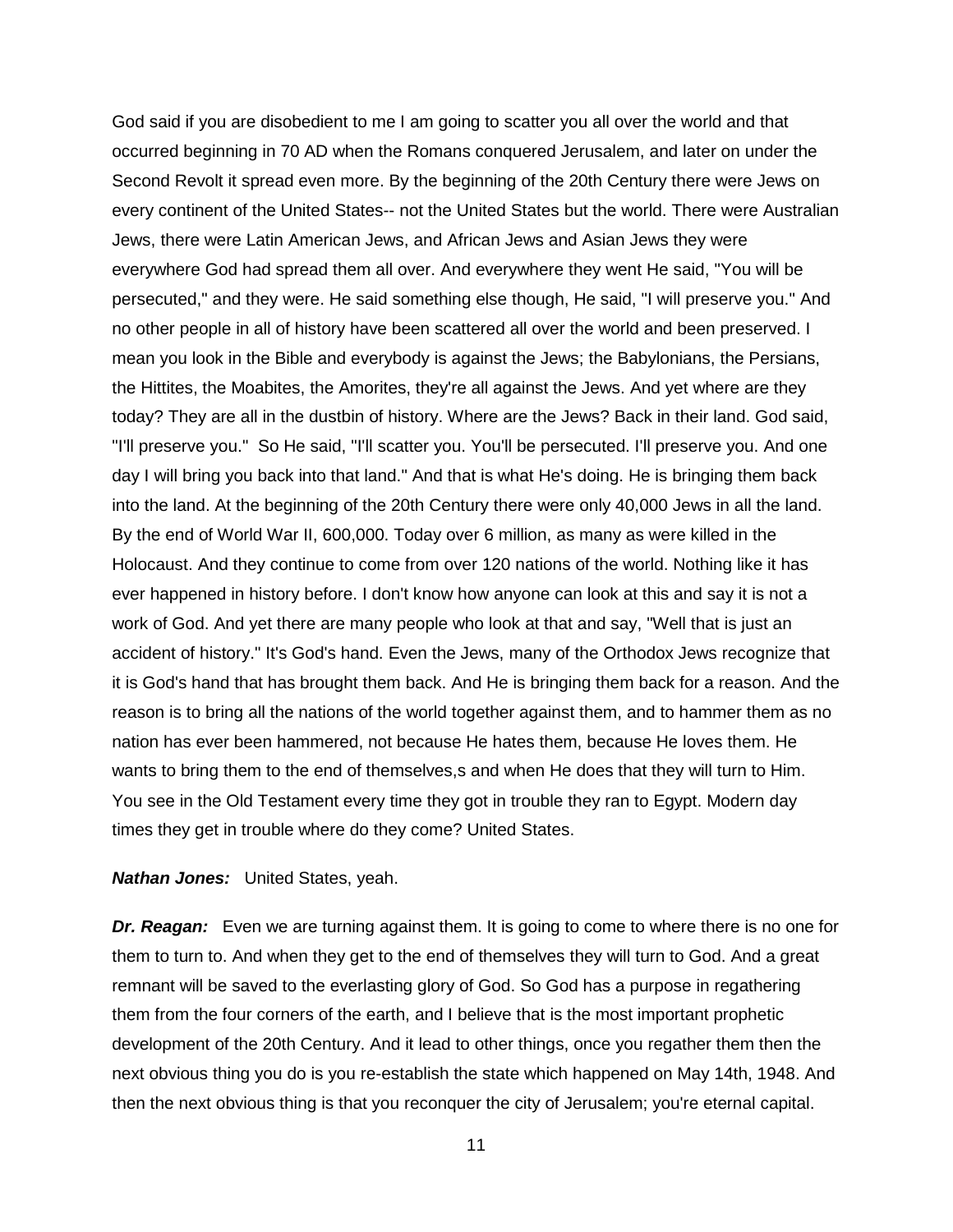God said if you are disobedient to me I am going to scatter you all over the world and that occurred beginning in 70 AD when the Romans conquered Jerusalem, and later on under the Second Revolt it spread even more. By the beginning of the 20th Century there were Jews on every continent of the United States-- not the United States but the world. There were Australian Jews, there were Latin American Jews, and African Jews and Asian Jews they were everywhere God had spread them all over. And everywhere they went He said, "You will be persecuted," and they were. He said something else though, He said, "I will preserve you." And no other people in all of history have been scattered all over the world and been preserved. I mean you look in the Bible and everybody is against the Jews; the Babylonians, the Persians, the Hittites, the Moabites, the Amorites, they're all against the Jews. And yet where are they today? They are all in the dustbin of history. Where are the Jews? Back in their land. God said, "I'll preserve you." So He said, "I'll scatter you. You'll be persecuted. I'll preserve you. And one day I will bring you back into that land." And that is what He's doing. He is bringing them back into the land. At the beginning of the 20th Century there were only 40,000 Jews in all the land. By the end of World War II, 600,000. Today over 6 million, as many as were killed in the Holocaust. And they continue to come from over 120 nations of the world. Nothing like it has ever happened in history before. I don't know how anyone can look at this and say it is not a work of God. And yet there are many people who look at that and say, "Well that is just an accident of history." It's God's hand. Even the Jews, many of the Orthodox Jews recognize that it is God's hand that has brought them back. And He is bringing them back for a reason. And the reason is to bring all the nations of the world together against them, and to hammer them as no nation has ever been hammered, not because He hates them, because He loves them. He wants to bring them to the end of themselves,s and when He does that they will turn to Him. You see in the Old Testament every time they got in trouble they ran to Egypt. Modern day times they get in trouble where do they come? United States.

***Nathan Jones:*** United States, yeah.

***Dr. Reagan:*** Even we are turning against them. It is going to come to where there is no one for them to turn to. And when they get to the end of themselves they will turn to God. And a great remnant will be saved to the everlasting glory of God. So God has a purpose in regathering them from the four corners of the earth, and I believe that is the most important prophetic development of the 20th Century. And it lead to other things, once you regather them then the next obvious thing you do is you re-establish the state which happened on May 14th, 1948. And then the next obvious thing is that you reconquer the city of Jerusalem; you're eternal capital.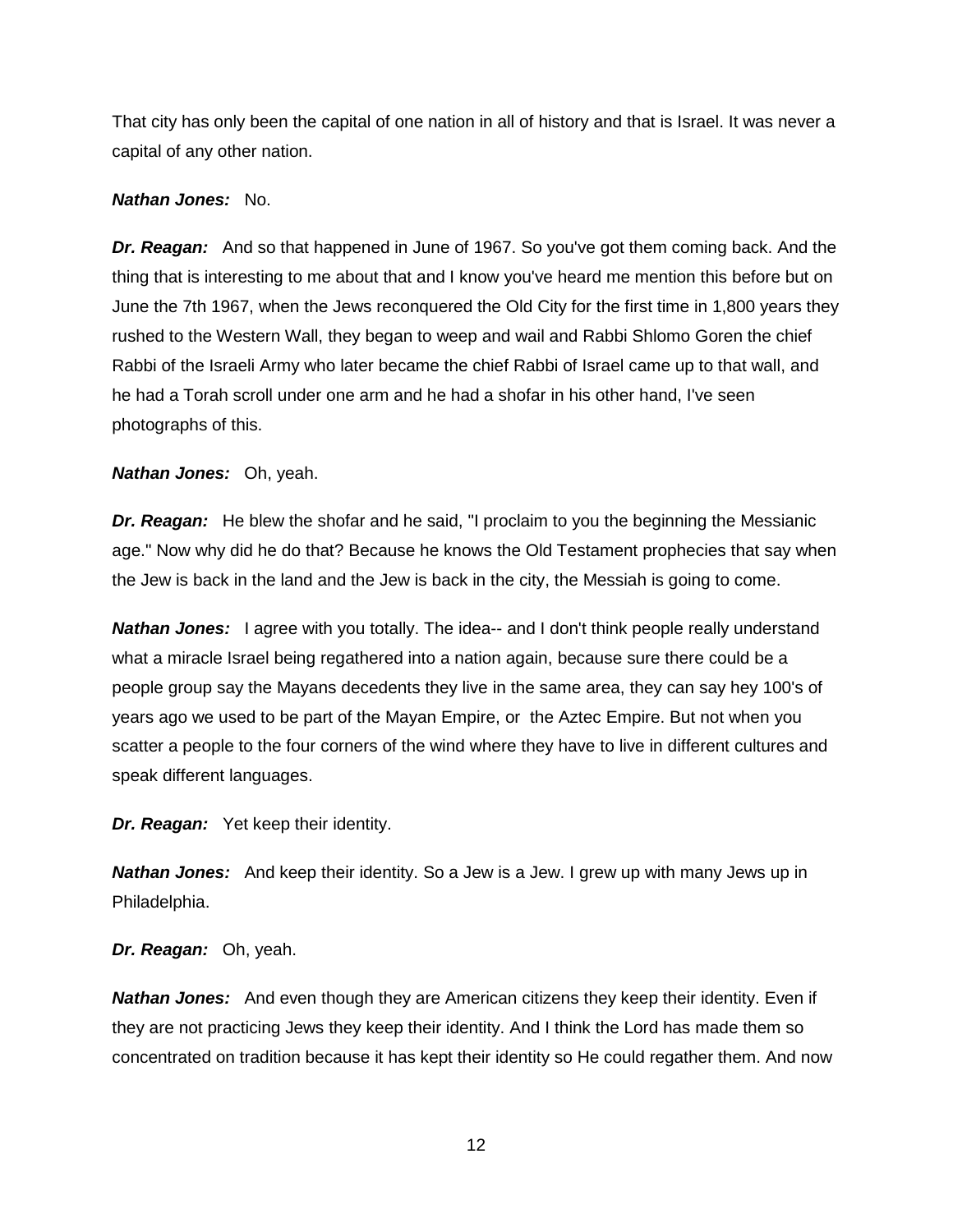That city has only been the capital of one nation in all of history and that is Israel. It was never a capital of any other nation.

***Nathan Jones:*** No.

***Dr. Reagan:*** And so that happened in June of 1967. So you've got them coming back. And the thing that is interesting to me about that and I know you've heard me mention this before but on June the 7th 1967, when the Jews reconquered the Old City for the first time in 1,800 years they rushed to the Western Wall, they began to weep and wail and Rabbi Shlomo Goren the chief Rabbi of the Israeli Army who later became the chief Rabbi of Israel came up to that wall, and he had a Torah scroll under one arm and he had a shofar in his other hand, I've seen photographs of this.

***Nathan Jones:*** Oh, yeah.

***Dr. Reagan:*** He blew the shofar and he said, "I proclaim to you the beginning the Messianic age." Now why did he do that? Because he knows the Old Testament prophecies that say when the Jew is back in the land and the Jew is back in the city, the Messiah is going to come.

***Nathan Jones:*** I agree with you totally. The idea-- and I don't think people really understand what a miracle Israel being regathered into a nation again, because sure there could be a people group say the Mayans decedents they live in the same area, they can say hey 100's of years ago we used to be part of the Mayan Empire, or the Aztec Empire. But not when you scatter a people to the four corners of the wind where they have to live in different cultures and speak different languages.

***Dr. Reagan:*** Yet keep their identity.

***Nathan Jones:*** And keep their identity. So a Jew is a Jew. I grew up with many Jews up in Philadelphia.

***Dr. Reagan:*** Oh, yeah.

***Nathan Jones:*** And even though they are American citizens they keep their identity. Even if they are not practicing Jews they keep their identity. And I think the Lord has made them so concentrated on tradition because it has kept their identity so He could regather them. And now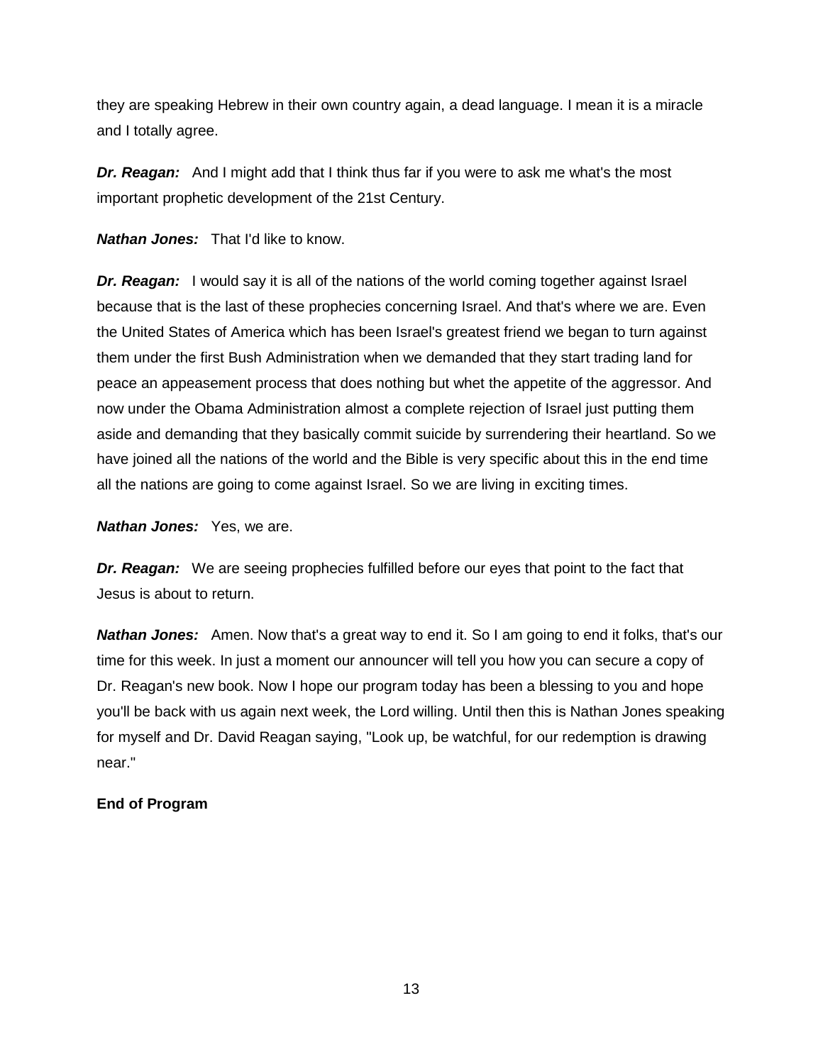they are speaking Hebrew in their own country again, a dead language. I mean it is a miracle and I totally agree.

***Dr. Reagan:*** And I might add that I think thus far if you were to ask me what's the most important prophetic development of the 21st Century.

***Nathan Jones:*** That I'd like to know.

***Dr. Reagan:*** I would say it is all of the nations of the world coming together against Israel because that is the last of these prophecies concerning Israel. And that's where we are. Even the United States of America which has been Israel's greatest friend we began to turn against them under the first Bush Administration when we demanded that they start trading land for peace an appeasement process that does nothing but whet the appetite of the aggressor. And now under the Obama Administration almost a complete rejection of Israel just putting them aside and demanding that they basically commit suicide by surrendering their heartland. So we have joined all the nations of the world and the Bible is very specific about this in the end time all the nations are going to come against Israel. So we are living in exciting times.

***Nathan Jones:*** Yes, we are.

***Dr. Reagan:*** We are seeing prophecies fulfilled before our eyes that point to the fact that Jesus is about to return.

***Nathan Jones:*** Amen. Now that's a great way to end it. So I am going to end it folks, that's our time for this week. In just a moment our announcer will tell you how you can secure a copy of Dr. Reagan's new book. Now I hope our program today has been a blessing to you and hope you'll be back with us again next week, the Lord willing. Until then this is Nathan Jones speaking for myself and Dr. David Reagan saying, "Look up, be watchful, for our redemption is drawing near."

**End of Program**